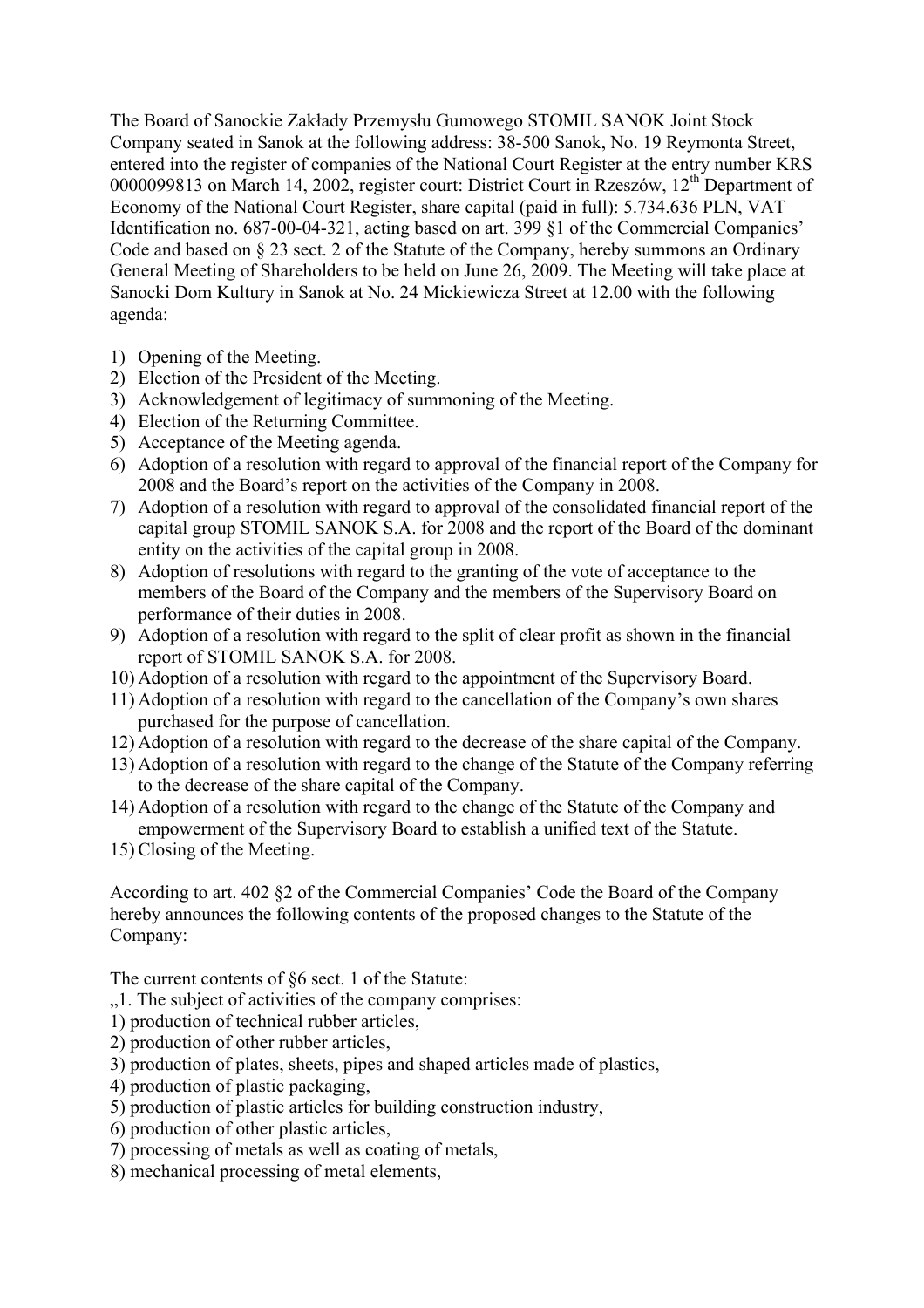The Board of Sanockie Zakłady Przemysłu Gumowego STOMIL SANOK Joint Stock Company seated in Sanok at the following address: 38-500 Sanok, No. 19 Reymonta Street, entered into the register of companies of the National Court Register at the entry number KRS 0000099813 on March 14, 2002, register court: District Court in Rzeszów, 12th Department of Economy of the National Court Register, share capital (paid in full): 5.734.636 PLN, VAT Identification no. 687-00-04-321, acting based on art. 399 §1 of the Commercial Companies' Code and based on § 23 sect. 2 of the Statute of the Company, hereby summons an Ordinary General Meeting of Shareholders to be held on June 26, 2009. The Meeting will take place at Sanocki Dom Kultury in Sanok at No. 24 Mickiewicza Street at 12.00 with the following agenda:

1) Opening of the Meeting.
2) Election of the President of the Meeting.
3) Acknowledgement of legitimacy of summoning of the Meeting.
4) Election of the Returning Committee.
5) Acceptance of the Meeting agenda.
6) Adoption of a resolution with regard to approval of the financial report of the Company for 2008 and the Board's report on the activities of the Company in 2008.
7) Adoption of a resolution with regard to approval of the consolidated financial report of the capital group STOMIL SANOK S.A. for 2008 and the report of the Board of the dominant entity on the activities of the capital group in 2008.
8) Adoption of resolutions with regard to the granting of the vote of acceptance to the members of the Board of the Company and the members of the Supervisory Board on performance of their duties in 2008.
9) Adoption of a resolution with regard to the split of clear profit as shown in the financial report of STOMIL SANOK S.A. for 2008.
10) Adoption of a resolution with regard to the appointment of the Supervisory Board.
11) Adoption of a resolution with regard to the cancellation of the Company's own shares purchased for the purpose of cancellation.
12) Adoption of a resolution with regard to the decrease of the share capital of the Company.
13) Adoption of a resolution with regard to the change of the Statute of the Company referring to the decrease of the share capital of the Company.
14) Adoption of a resolution with regard to the change of the Statute of the Company and empowerment of the Supervisory Board to establish a unified text of the Statute.
15) Closing of the Meeting.

According to art. 402 §2 of the Commercial Companies' Code the Board of the Company hereby announces the following contents of the proposed changes to the Statute of the Company:

The current contents of §6 sect. 1 of the Statute:

„1. The subject of activities of the company comprises:

1) production of technical rubber articles,
2) production of other rubber articles,
3) production of plates, sheets, pipes and shaped articles made of plastics,
4) production of plastic packaging,
5) production of plastic articles for building construction industry,
6) production of other plastic articles,
7) processing of metals as well as coating of metals,
8) mechanical processing of metal elements,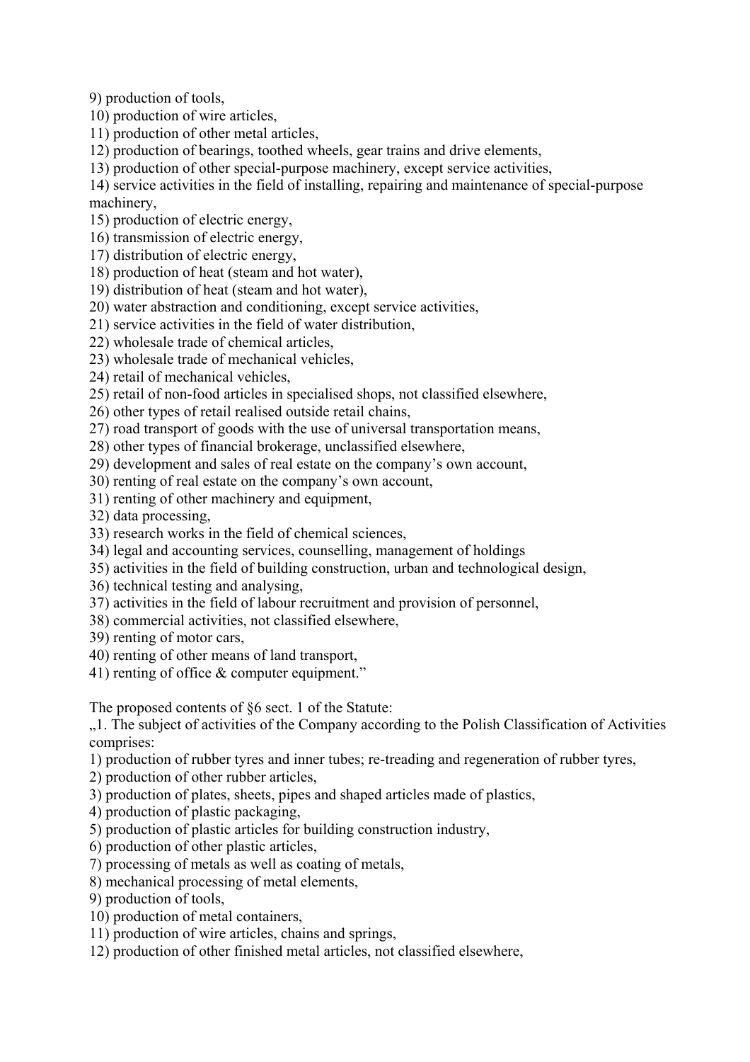9) production of tools,
10) production of wire articles,
11) production of other metal articles,
12) production of bearings, toothed wheels, gear trains and drive elements,
13) production of other special-purpose machinery, except service activities,
14) service activities in the field of installing, repairing and maintenance of special-purpose machinery,
15) production of electric energy,
16) transmission of electric energy,
17) distribution of electric energy,
18) production of heat (steam and hot water),
19) distribution of heat (steam and hot water),
20) water abstraction and conditioning, except service activities,
21) service activities in the field of water distribution,
22) wholesale trade of chemical articles,
23) wholesale trade of mechanical vehicles,
24) retail of mechanical vehicles,
25) retail of non-food articles in specialised shops, not classified elsewhere,
26) other types of retail realised outside retail chains,
27) road transport of goods with the use of universal transportation means,
28) other types of financial brokerage, unclassified elsewhere,
29) development and sales of real estate on the company's own account,
30) renting of real estate on the company's own account,
31) renting of other machinery and equipment,
32) data processing,
33) research works in the field of chemical sciences,
34) legal and accounting services, counselling, management of holdings
35) activities in the field of building construction, urban and technological design,
36) technical testing and analysing,
37) activities in the field of labour recruitment and provision of personnel,
38) commercial activities, not classified elsewhere,
39) renting of motor cars,
40) renting of other means of land transport,
41) renting of office & computer equipment."

The proposed contents of §6 sect. 1 of the Statute:

„1. The subject of activities of the Company according to the Polish Classification of Activities comprises:
1) production of rubber tyres and inner tubes; re-treading and regeneration of rubber tyres,
2) production of other rubber articles,
3) production of plates, sheets, pipes and shaped articles made of plastics,
4) production of plastic packaging,
5) production of plastic articles for building construction industry,
6) production of other plastic articles,
7) processing of metals as well as coating of metals,
8) mechanical processing of metal elements,
9) production of tools,
10) production of metal containers,
11) production of wire articles, chains and springs,
12) production of other finished metal articles, not classified elsewhere,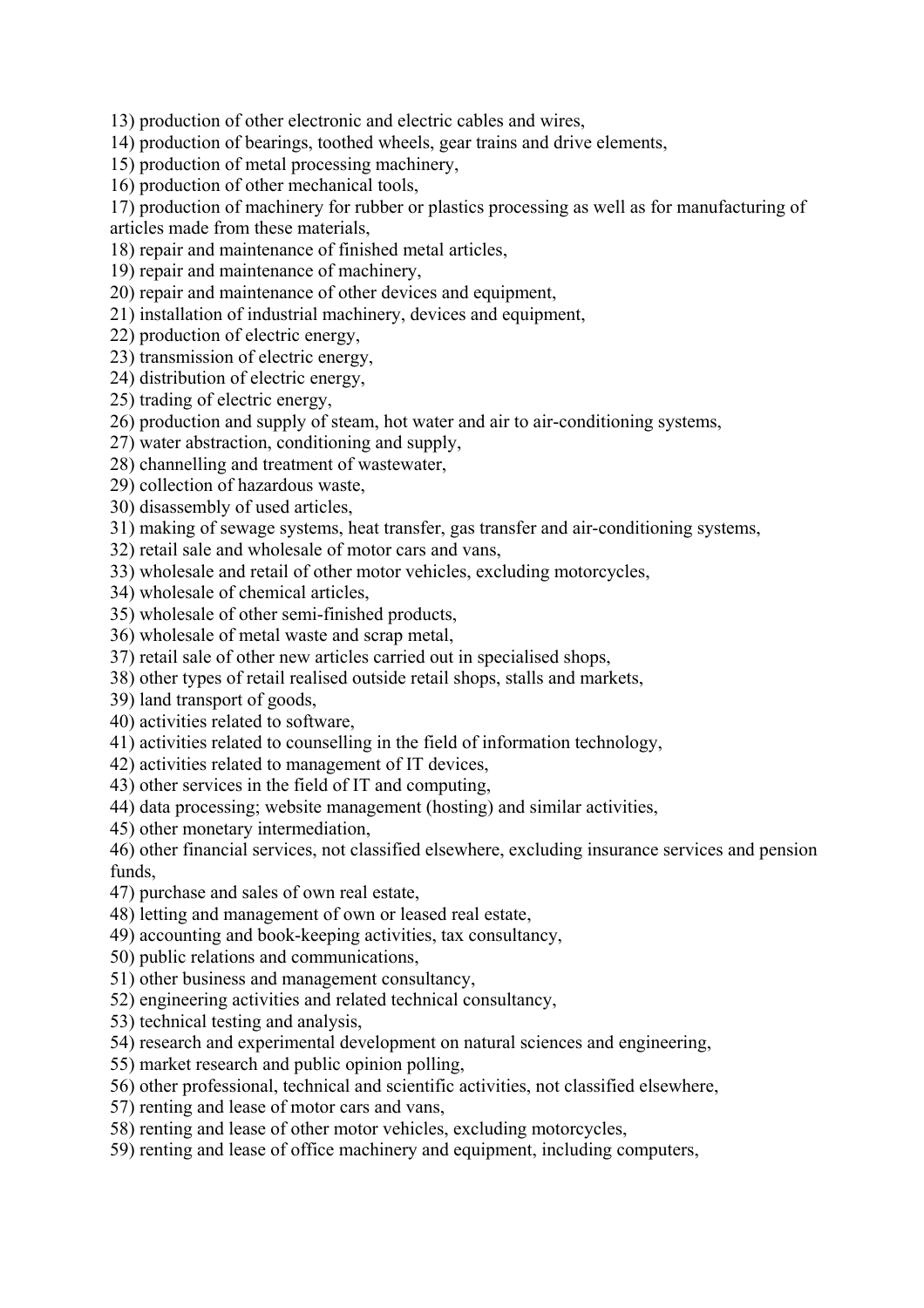13) production of other electronic and electric cables and wires,
14) production of bearings, toothed wheels, gear trains and drive elements,
15) production of metal processing machinery,
16) production of other mechanical tools,
17) production of machinery for rubber or plastics processing as well as for manufacturing of articles made from these materials,
18) repair and maintenance of finished metal articles,
19) repair and maintenance of machinery,
20) repair and maintenance of other devices and equipment,
21) installation of industrial machinery, devices and equipment,
22) production of electric energy,
23) transmission of electric energy,
24) distribution of electric energy,
25) trading of electric energy,
26) production and supply of steam, hot water and air to air-conditioning systems,
27) water abstraction, conditioning and supply,
28) channelling and treatment of wastewater,
29) collection of hazardous waste,
30) disassembly of used articles,
31) making of sewage systems, heat transfer, gas transfer and air-conditioning systems,
32) retail sale and wholesale of motor cars and vans,
33) wholesale and retail of other motor vehicles, excluding motorcycles,
34) wholesale of chemical articles,
35) wholesale of other semi-finished products,
36) wholesale of metal waste and scrap metal,
37) retail sale of other new articles carried out in specialised shops,
38) other types of retail realised outside retail shops, stalls and markets,
39) land transport of goods,
40) activities related to software,
41) activities related to counselling in the field of information technology,
42) activities related to management of IT devices,
43) other services in the field of IT and computing,
44) data processing; website management (hosting) and similar activities,
45) other monetary intermediation,
46) other financial services, not classified elsewhere, excluding insurance services and pension funds,
47) purchase and sales of own real estate,
48) letting and management of own or leased real estate,
49) accounting and book-keeping activities, tax consultancy,
50) public relations and communications,
51) other business and management consultancy,
52) engineering activities and related technical consultancy,
53) technical testing and analysis,
54) research and experimental development on natural sciences and engineering,
55) market research and public opinion polling,
56) other professional, technical and scientific activities, not classified elsewhere,
57) renting and lease of motor cars and vans,
58) renting and lease of other motor vehicles, excluding motorcycles,
59) renting and lease of office machinery and equipment, including computers,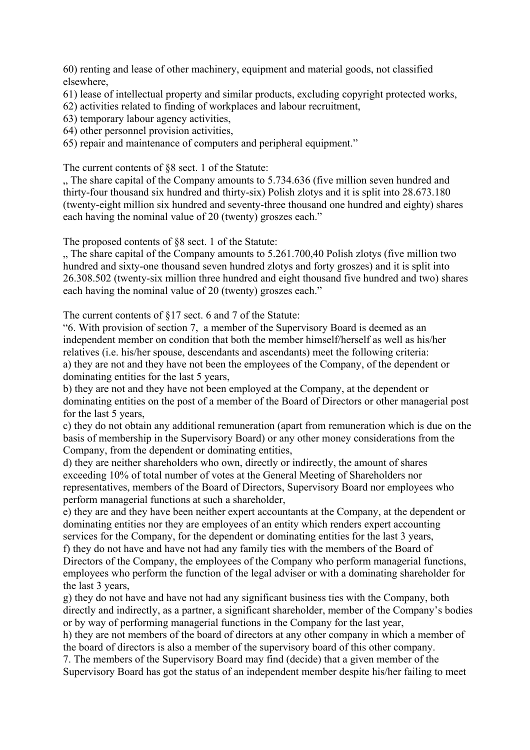60) renting and lease of other machinery, equipment and material goods, not classified elsewhere,

61) lease of intellectual property and similar products, excluding copyright protected works,

62) activities related to finding of workplaces and labour recruitment,

63) temporary labour agency activities,

64) other personnel provision activities,

65) repair and maintenance of computers and peripheral equipment."

The current contents of §8 sect. 1 of the Statute:

„ The share capital of the Company amounts to 5.734.636 (five million seven hundred and thirty-four thousand six hundred and thirty-six) Polish zlotys and it is split into 28.673.180 (twenty-eight million six hundred and seventy-three thousand one hundred and eighty) shares each having the nominal value of 20 (twenty) groszes each."

The proposed contents of §8 sect. 1 of the Statute:

„ The share capital of the Company amounts to 5.261.700,40 Polish zlotys (five million two hundred and sixty-one thousand seven hundred zlotys and forty groszes) and it is split into 26.308.502 (twenty-six million three hundred and eight thousand five hundred and two) shares each having the nominal value of 20 (twenty) groszes each."

The current contents of §17 sect. 6 and 7 of the Statute:

"6. With provision of section 7, a member of the Supervisory Board is deemed as an independent member on condition that both the member himself/herself as well as his/her relatives (i.e. his/her spouse, descendants and ascendants) meet the following criteria:

a) they are not and they have not been the employees of the Company, of the dependent or dominating entities for the last 5 years,

b) they are not and they have not been employed at the Company, at the dependent or dominating entities on the post of a member of the Board of Directors or other managerial post for the last 5 years,

c) they do not obtain any additional remuneration (apart from remuneration which is due on the basis of membership in the Supervisory Board) or any other money considerations from the Company, from the dependent or dominating entities,

d) they are neither shareholders who own, directly or indirectly, the amount of shares exceeding 10% of total number of votes at the General Meeting of Shareholders nor representatives, members of the Board of Directors, Supervisory Board nor employees who perform managerial functions at such a shareholder,

e) they are and they have been neither expert accountants at the Company, at the dependent or dominating entities nor they are employees of an entity which renders expert accounting services for the Company, for the dependent or dominating entities for the last 3 years,

f) they do not have and have not had any family ties with the members of the Board of Directors of the Company, the employees of the Company who perform managerial functions, employees who perform the function of the legal adviser or with a dominating shareholder for the last 3 years,

g) they do not have and have not had any significant business ties with the Company, both directly and indirectly, as a partner, a significant shareholder, member of the Company's bodies or by way of performing managerial functions in the Company for the last year,

h) they are not members of the board of directors at any other company in which a member of the board of directors is also a member of the supervisory board of this other company.

7. The members of the Supervisory Board may find (decide) that a given member of the Supervisory Board has got the status of an independent member despite his/her failing to meet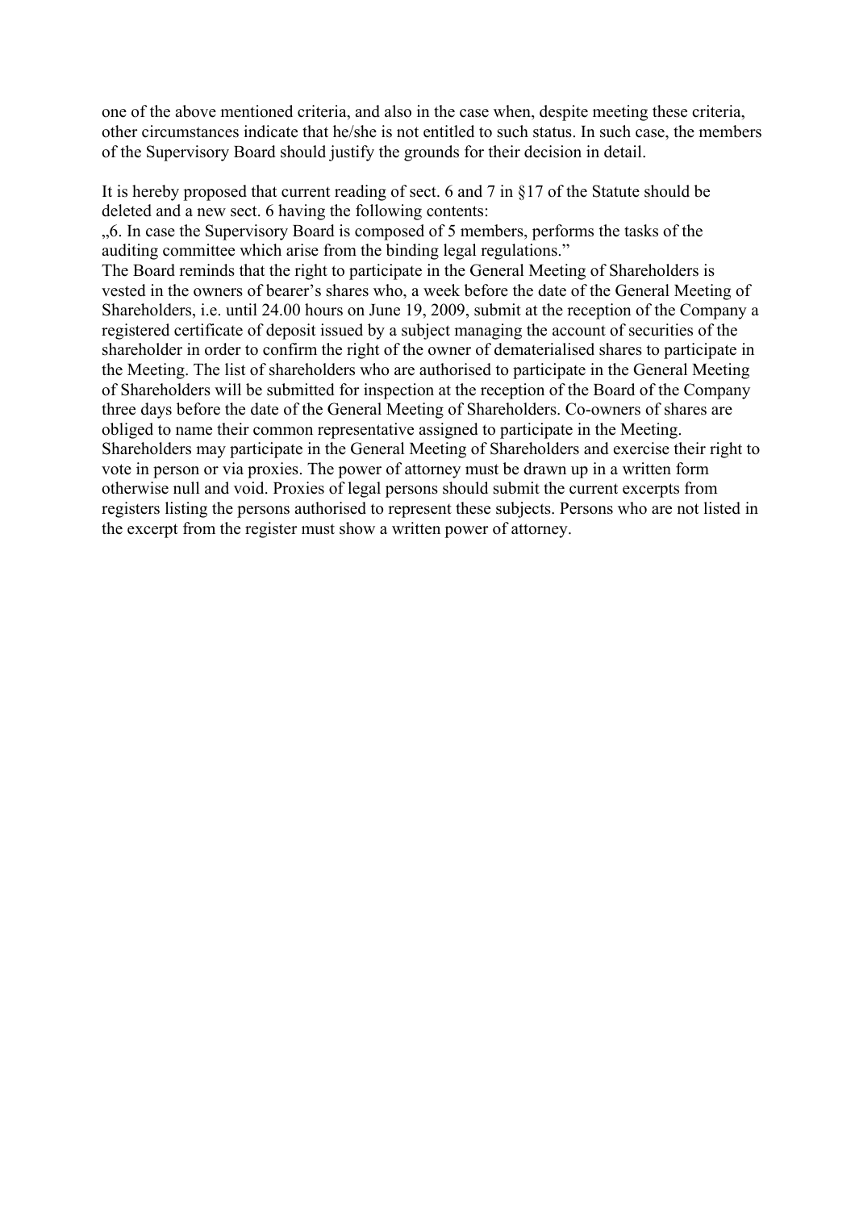one of the above mentioned criteria, and also in the case when, despite meeting these criteria, other circumstances indicate that he/she is not entitled to such status. In such case, the members of the Supervisory Board should justify the grounds for their decision in detail.

It is hereby proposed that current reading of sect. 6 and 7 in §17 of the Statute should be deleted and a new sect. 6 having the following contents:
„6. In case the Supervisory Board is composed of 5 members, performs the tasks of the auditing committee which arise from the binding legal regulations."
The Board reminds that the right to participate in the General Meeting of Shareholders is vested in the owners of bearer's shares who, a week before the date of the General Meeting of Shareholders, i.e. until 24.00 hours on June 19, 2009, submit at the reception of the Company a registered certificate of deposit issued by a subject managing the account of securities of the shareholder in order to confirm the right of the owner of dematerialised shares to participate in the Meeting. The list of shareholders who are authorised to participate in the General Meeting of Shareholders will be submitted for inspection at the reception of the Board of the Company three days before the date of the General Meeting of Shareholders. Co-owners of shares are obliged to name their common representative assigned to participate in the Meeting. Shareholders may participate in the General Meeting of Shareholders and exercise their right to vote in person or via proxies. The power of attorney must be drawn up in a written form otherwise null and void. Proxies of legal persons should submit the current excerpts from registers listing the persons authorised to represent these subjects. Persons who are not listed in the excerpt from the register must show a written power of attorney.